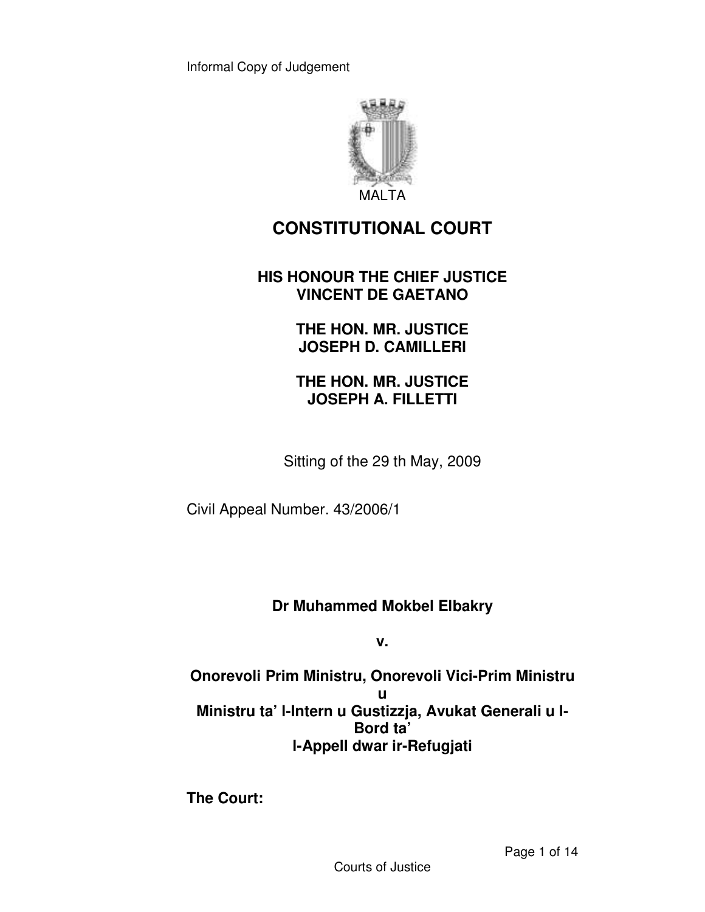Informal Copy of Judgement

MALTA

# CONSTITUTIONAL COURT

**HIS HONOUR THE CHIEF JUSTICE VINCENT DE GAETANO**

**THE HON. MR. JUSTICE JOSEPH D. CAMILLERI**

**THE HON. MR. JUSTICE JOSEPH A. FILLETTI**

Sitting of the 29 th May, 2009

Civil Appeal Number. 43/2006/1

**Dr Muhammed Mokbel Elbakry**

**v.**

**Onorevoli Prim Ministru, Onorevoli Vici-Prim Ministru u Ministru ta' l-Intern u Gustizzja, Avukat Generali u l-Bord ta' l-Appell dwar ir-Refugjati**

**The Court:**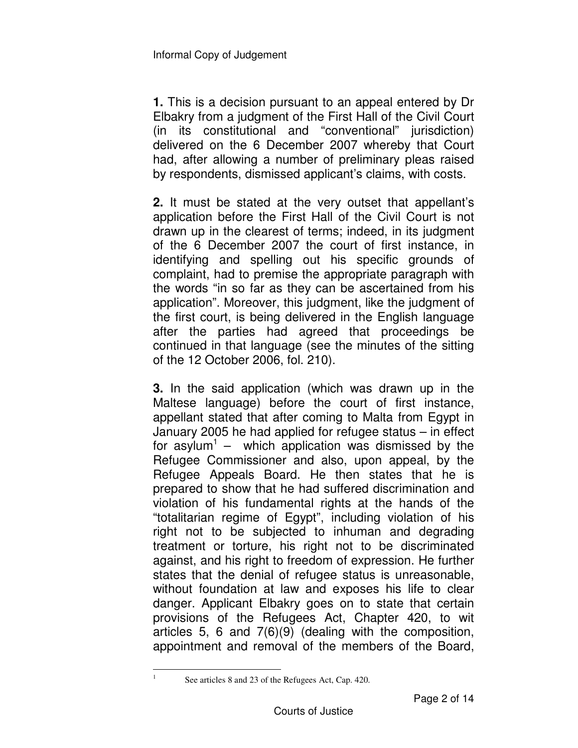**1.** This is a decision pursuant to an appeal entered by Dr Elbakry from a judgment of the First Hall of the Civil Court (in its constitutional and "conventional" jurisdiction) delivered on the 6 December 2007 whereby that Court had, after allowing a number of preliminary pleas raised by respondents, dismissed applicant's claims, with costs.

**2.** It must be stated at the very outset that appellant's application before the First Hall of the Civil Court is not drawn up in the clearest of terms; indeed, in its judgment of the 6 December 2007 the court of first instance, in identifying and spelling out his specific grounds of complaint, had to premise the appropriate paragraph with the words "in so far as they can be ascertained from his application". Moreover, this judgment, like the judgment of the first court, is being delivered in the English language after the parties had agreed that proceedings be continued in that language (see the minutes of the sitting of the 12 October 2006, fol. 210).

**3.** In the said application (which was drawn up in the Maltese language) before the court of first instance, appellant stated that after coming to Malta from Egypt in January 2005 he had applied for refugee status – in effect for asylum[1] – which application was dismissed by the Refugee Commissioner and also, upon appeal, by the Refugee Appeals Board. He then states that he is prepared to show that he had suffered discrimination and violation of his fundamental rights at the hands of the "totalitarian regime of Egypt", including violation of his right not to be subjected to inhuman and degrading treatment or torture, his right not to be discriminated against, and his right to freedom of expression. He further states that the denial of refugee status is unreasonable, without foundation at law and exposes his life to clear danger. Applicant Elbakry goes on to state that certain provisions of the Refugees Act, Chapter 420, to wit articles 5, 6 and 7(6)(9) (dealing with the composition, appointment and removal of the members of the Board,

---

[1] See articles 8 and 23 of the Refugees Act, Cap. 420.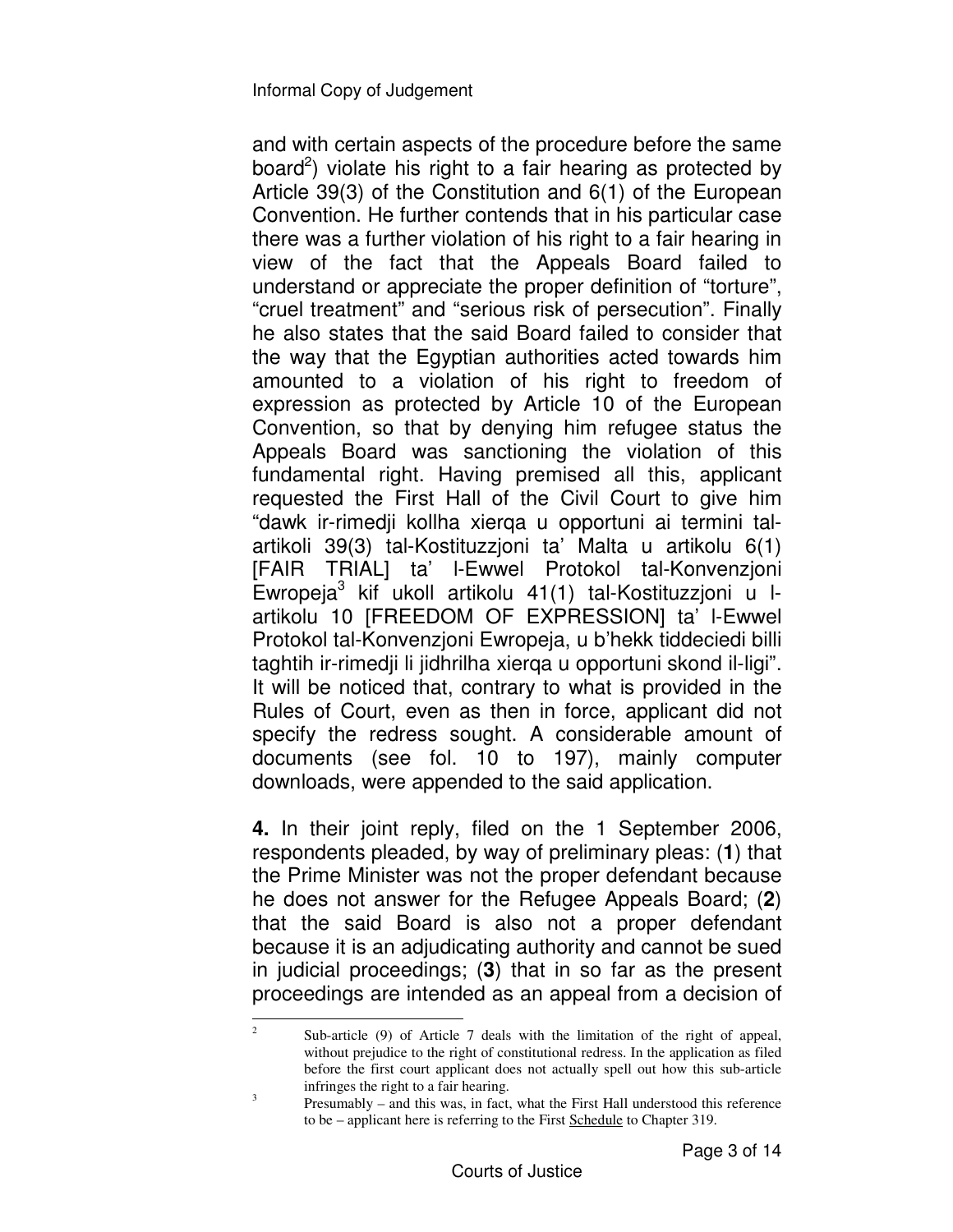and with certain aspects of the procedure before the same board[2]) violate his right to a fair hearing as protected by Article 39(3) of the Constitution and 6(1) of the European Convention. He further contends that in his particular case there was a further violation of his right to a fair hearing in view of the fact that the Appeals Board failed to understand or appreciate the proper definition of "torture", "cruel treatment" and "serious risk of persecution". Finally he also states that the said Board failed to consider that the way that the Egyptian authorities acted towards him amounted to a violation of his right to freedom of expression as protected by Article 10 of the European Convention, so that by denying him refugee status the Appeals Board was sanctioning the violation of this fundamental right. Having premised all this, applicant requested the First Hall of the Civil Court to give him "dawk ir-rimedji kollha xierqa u opportuni ai termini tal-artikoli 39(3) tal-Kostituzzjoni ta' Malta u artikolu 6(1) [FAIR TRIAL] ta' l-Ewwel Protokol tal-Konvenzjoni Ewropeja[3] kif ukoll artikolu 41(1) tal-Kostituzzjoni u l-artikolu 10 [FREEDOM OF EXPRESSION] ta' l-Ewwel Protokol tal-Konvenzjoni Ewropeja, u b'hekk tiddeciedi billi taghtih ir-rimedji li jidhrilha xierqa u opportuni skond il-ligi". It will be noticed that, contrary to what is provided in the Rules of Court, even as then in force, applicant did not specify the redress sought. A considerable amount of documents (see fol. 10 to 197), mainly computer downloads, were appended to the said application.

**4.** In their joint reply, filed on the 1 September 2006, respondents pleaded, by way of preliminary pleas: (**1**) that the Prime Minister was not the proper defendant because he does not answer for the Refugee Appeals Board; (**2**) that the said Board is also not a proper defendant because it is an adjudicating authority and cannot be sued in judicial proceedings; (**3**) that in so far as the present proceedings are intended as an appeal from a decision of

---

[2] Sub-article (9) of Article 7 deals with the limitation of the right of appeal, without prejudice to the right of constitutional redress. In the application as filed before the first court applicant does not actually spell out how this sub-article infringes the right to a fair hearing.

[3] Presumably – and this was, in fact, what the First Hall understood this reference to be – applicant here is referring to the First Schedule to Chapter 319.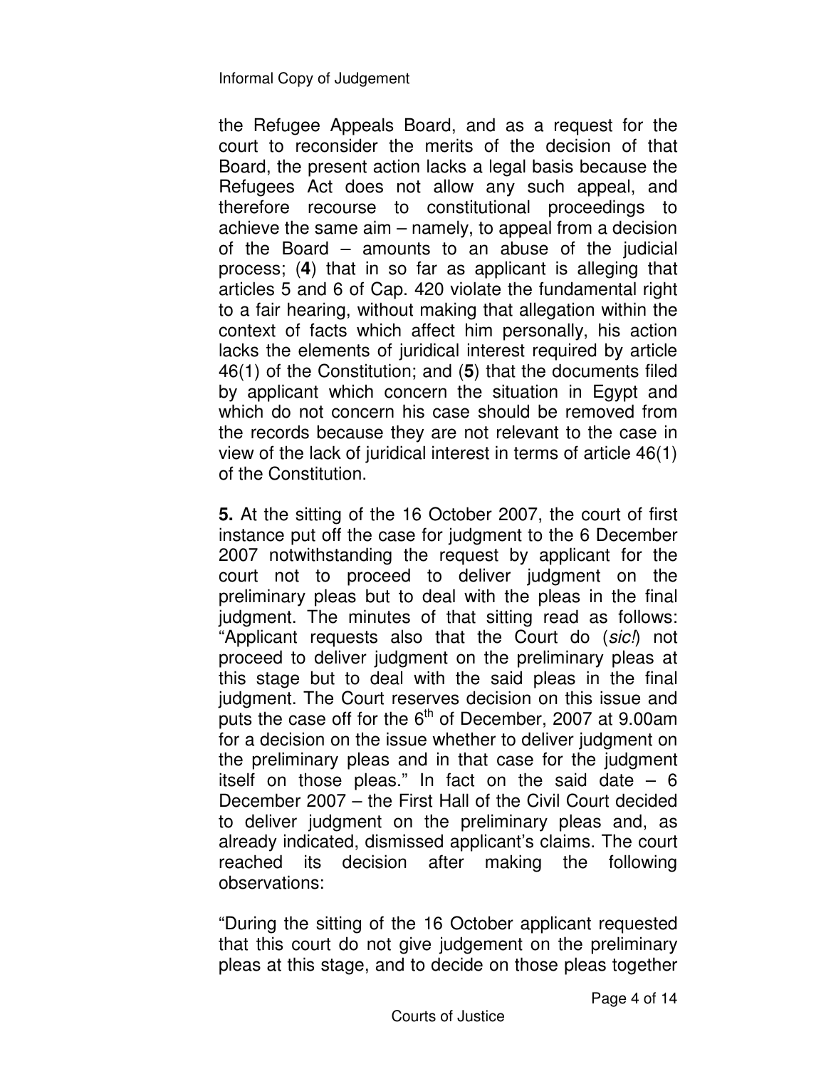the Refugee Appeals Board, and as a request for the court to reconsider the merits of the decision of that Board, the present action lacks a legal basis because the Refugees Act does not allow any such appeal, and therefore recourse to constitutional proceedings to achieve the same aim – namely, to appeal from a decision of the Board – amounts to an abuse of the judicial process; (**4**) that in so far as applicant is alleging that articles 5 and 6 of Cap. 420 violate the fundamental right to a fair hearing, without making that allegation within the context of facts which affect him personally, his action lacks the elements of juridical interest required by article 46(1) of the Constitution; and (**5**) that the documents filed by applicant which concern the situation in Egypt and which do not concern his case should be removed from the records because they are not relevant to the case in view of the lack of juridical interest in terms of article 46(1) of the Constitution.

**5.** At the sitting of the 16 October 2007, the court of first instance put off the case for judgment to the 6 December 2007 notwithstanding the request by applicant for the court not to proceed to deliver judgment on the preliminary pleas but to deal with the pleas in the final judgment. The minutes of that sitting read as follows: "Applicant requests also that the Court do (*sic!*) not proceed to deliver judgment on the preliminary pleas at this stage but to deal with the said pleas in the final judgment. The Court reserves decision on this issue and puts the case off for the 6th of December, 2007 at 9.00am for a decision on the issue whether to deliver judgment on the preliminary pleas and in that case for the judgment itself on those pleas." In fact on the said date – 6 December 2007 – the First Hall of the Civil Court decided to deliver judgment on the preliminary pleas and, as already indicated, dismissed applicant's claims. The court reached its decision after making the following observations:

"During the sitting of the 16 October applicant requested that this court do not give judgement on the preliminary pleas at this stage, and to decide on those pleas together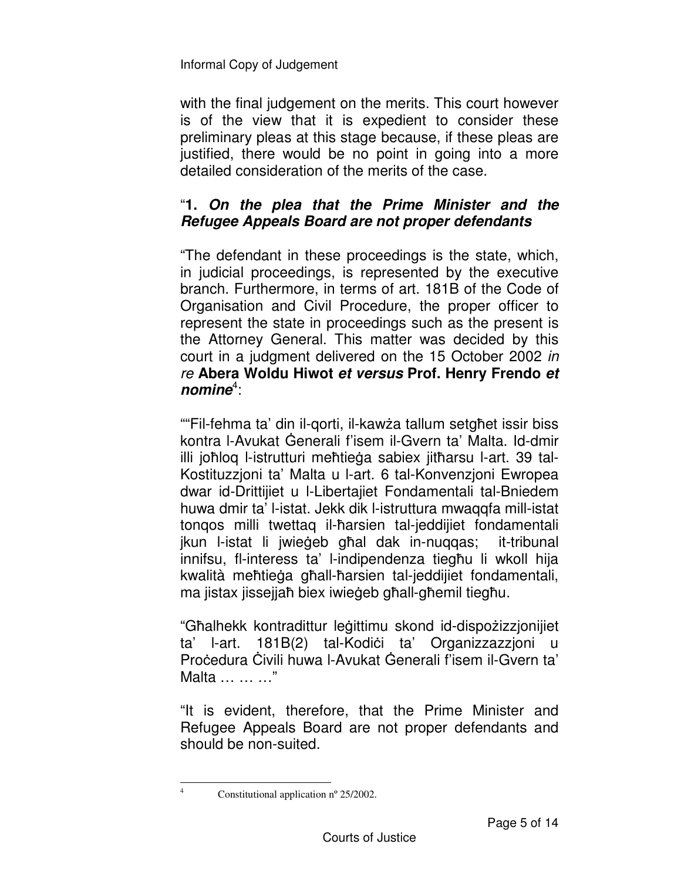with the final judgement on the merits. This court however is of the view that it is expedient to consider these preliminary pleas at this stage because, if these pleas are justified, there would be no point in going into a more detailed consideration of the merits of the case.

"**1.** ***On the plea that the Prime Minister and the Refugee Appeals Board are not proper defendants***

"The defendant in these proceedings is the state, which, in judicial proceedings, is represented by the executive branch. Furthermore, in terms of art. 181B of the Code of Organisation and Civil Procedure, the proper officer to represent the state in proceedings such as the present is the Attorney General. This matter was decided by this court in a judgment delivered on the 15 October 2002 *in re* **Abera Woldu Hiwot *et versus* Prof. Henry Frendo *et nomine***[4]:

""Fil-fehma ta' din il-qorti, il-kawża tallum setgħet issir biss kontra l-Avukat Ġenerali f'isem il-Gvern ta' Malta. Id-dmir illi joħloq l-istrutturi meħtieġa sabiex jitħarsu l-art. 39 tal-Kostituzzjoni ta' Malta u l-art. 6 tal-Konvenzjoni Ewropea dwar id-Drittijiet u l-Libertajiet Fondamentali tal-Bniedem huwa dmir ta' l-istat. Jekk dik l-istruttura mwaqqfa mill-istat tonqos milli twettaq il-ħarsien tal-jeddijiet fondamentali jkun l-istat li jwieġeb għal dak in-nuqqas; it-tribunal innifsu, fl-interess ta' l-indipendenza tiegħu li wkoll hija kwalità meħtieġa għall-ħarsien tal-jeddijiet fondamentali, ma jistax jissejjaħ biex iwieġeb għall-għemil tiegħu.

"Għalhekk kontradittur leġittimu skond id-dispożizzjonijiet ta' l-art. 181B(2) tal-Kodiċi ta' Organizzazzjoni u Proċedura Ċivili huwa l-Avukat Ġenerali f'isem il-Gvern ta' Malta … … …"

"It is evident, therefore, that the Prime Minister and Refugee Appeals Board are not proper defendants and should be non-suited.

---

[4] Constitutional application nº 25/2002.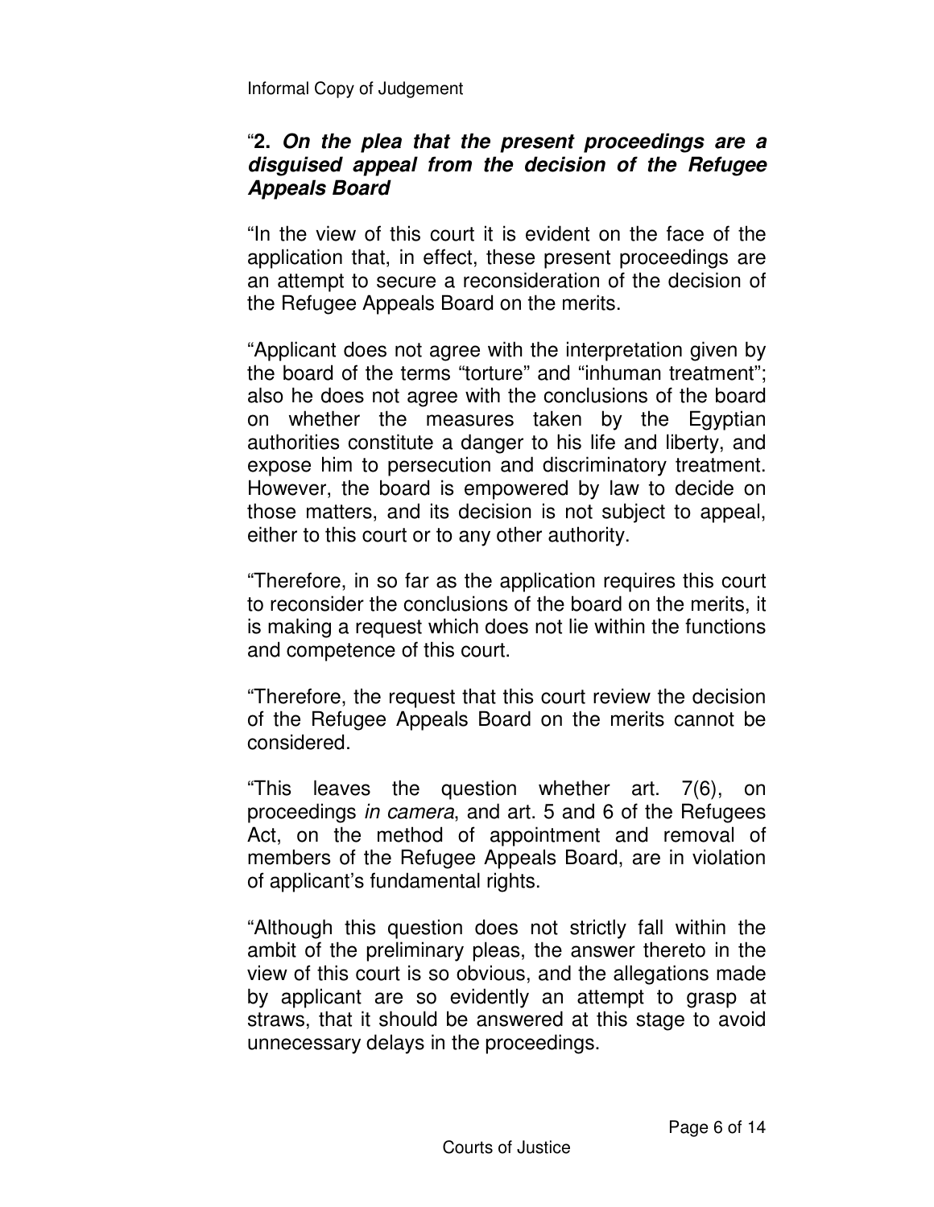"**2.** ***On the plea that the present proceedings are a disguised appeal from the decision of the Refugee Appeals Board***

"In the view of this court it is evident on the face of the application that, in effect, these present proceedings are an attempt to secure a reconsideration of the decision of the Refugee Appeals Board on the merits.

"Applicant does not agree with the interpretation given by the board of the terms "torture" and "inhuman treatment"; also he does not agree with the conclusions of the board on whether the measures taken by the Egyptian authorities constitute a danger to his life and liberty, and expose him to persecution and discriminatory treatment. However, the board is empowered by law to decide on those matters, and its decision is not subject to appeal, either to this court or to any other authority.

"Therefore, in so far as the application requires this court to reconsider the conclusions of the board on the merits, it is making a request which does not lie within the functions and competence of this court.

"Therefore, the request that this court review the decision of the Refugee Appeals Board on the merits cannot be considered.

"This leaves the question whether art. 7(6), on proceedings *in camera*, and art. 5 and 6 of the Refugees Act, on the method of appointment and removal of members of the Refugee Appeals Board, are in violation of applicant's fundamental rights.

"Although this question does not strictly fall within the ambit of the preliminary pleas, the answer thereto in the view of this court is so obvious, and the allegations made by applicant are so evidently an attempt to grasp at straws, that it should be answered at this stage to avoid unnecessary delays in the proceedings.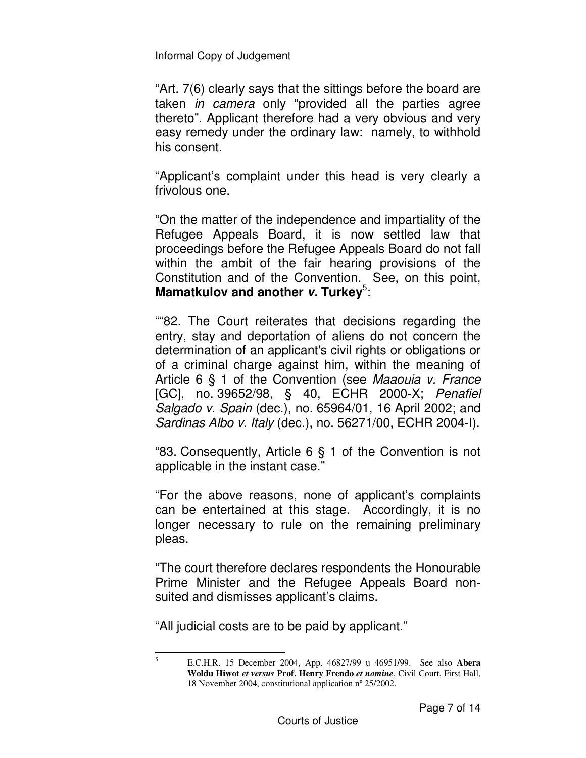"Art. 7(6) clearly says that the sittings before the board are taken *in camera* only "provided all the parties agree thereto". Applicant therefore had a very obvious and very easy remedy under the ordinary law: namely, to withhold his consent.

"Applicant's complaint under this head is very clearly a frivolous one.

"On the matter of the independence and impartiality of the Refugee Appeals Board, it is now settled law that proceedings before the Refugee Appeals Board do not fall within the ambit of the fair hearing provisions of the Constitution and of the Convention. See, on this point, **Mamatkulov and another *v.* Turkey**[5]:

""82. The Court reiterates that decisions regarding the entry, stay and deportation of aliens do not concern the determination of an applicant's civil rights or obligations or of a criminal charge against him, within the meaning of Article 6 § 1 of the Convention (see *Maaouia v. France* [GC], no. 39652/98, § 40, ECHR 2000-X; *Penafiel Salgado v. Spain* (dec.), no. 65964/01, 16 April 2002; and *Sardinas Albo v. Italy* (dec.), no. 56271/00, ECHR 2004-I).

"83. Consequently, Article 6 § 1 of the Convention is not applicable in the instant case."

"For the above reasons, none of applicant's complaints can be entertained at this stage. Accordingly, it is no longer necessary to rule on the remaining preliminary pleas.

"The court therefore declares respondents the Honourable Prime Minister and the Refugee Appeals Board non-suited and dismisses applicant's claims.

"All judicial costs are to be paid by applicant."

---

[5] E.C.H.R. 15 December 2004, App. 46827/99 u 46951/99. See also **Abera Woldu Hiwot *et versus* Prof. Henry Frendo *et nomine***, Civil Court, First Hall, 18 November 2004, constitutional application nº 25/2002.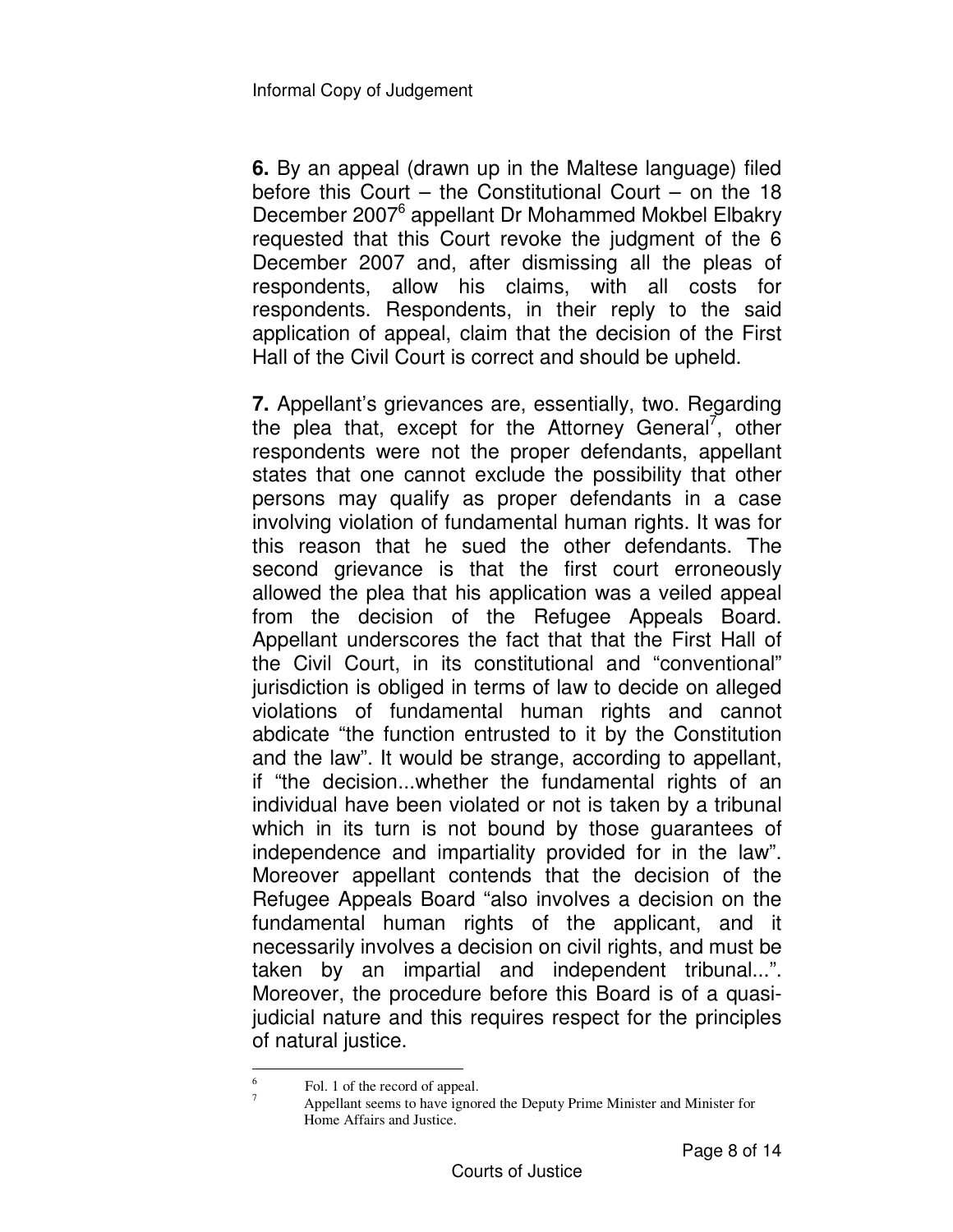**6.** By an appeal (drawn up in the Maltese language) filed before this Court – the Constitutional Court – on the 18 December 2007[6] appellant Dr Mohammed Mokbel Elbakry requested that this Court revoke the judgment of the 6 December 2007 and, after dismissing all the pleas of respondents, allow his claims, with all costs for respondents. Respondents, in their reply to the said application of appeal, claim that the decision of the First Hall of the Civil Court is correct and should be upheld.

**7.** Appellant's grievances are, essentially, two. Regarding the plea that, except for the Attorney General[7], other respondents were not the proper defendants, appellant states that one cannot exclude the possibility that other persons may qualify as proper defendants in a case involving violation of fundamental human rights. It was for this reason that he sued the other defendants. The second grievance is that the first court erroneously allowed the plea that his application was a veiled appeal from the decision of the Refugee Appeals Board. Appellant underscores the fact that that the First Hall of the Civil Court, in its constitutional and "conventional" jurisdiction is obliged in terms of law to decide on alleged violations of fundamental human rights and cannot abdicate "the function entrusted to it by the Constitution and the law". It would be strange, according to appellant, if "the decision...whether the fundamental rights of an individual have been violated or not is taken by a tribunal which in its turn is not bound by those guarantees of independence and impartiality provided for in the law". Moreover appellant contends that the decision of the Refugee Appeals Board "also involves a decision on the fundamental human rights of the applicant, and it necessarily involves a decision on civil rights, and must be taken by an impartial and independent tribunal...". Moreover, the procedure before this Board is of a quasi-judicial nature and this requires respect for the principles of natural justice.

---

[6] Fol. 1 of the record of appeal.

[7] Appellant seems to have ignored the Deputy Prime Minister and Minister for Home Affairs and Justice.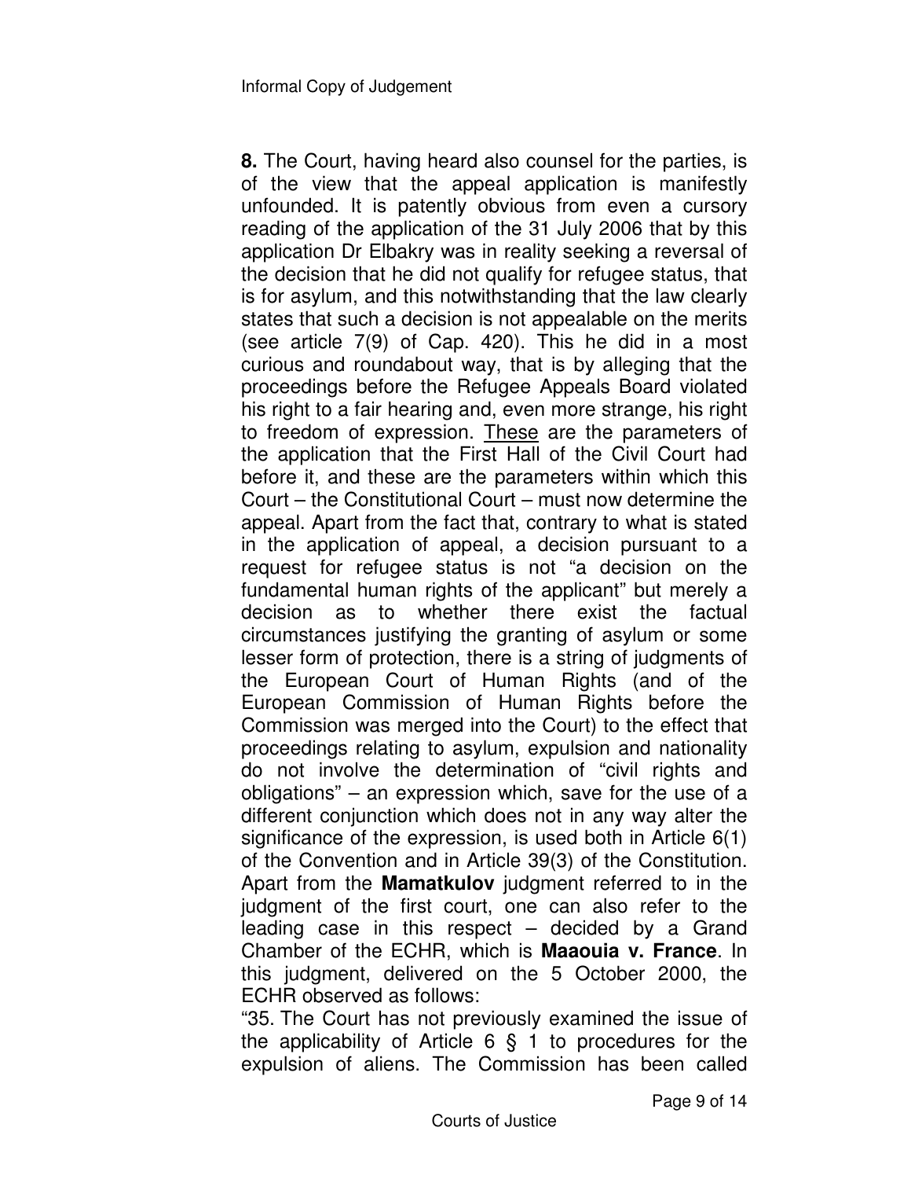**8.** The Court, having heard also counsel for the parties, is of the view that the appeal application is manifestly unfounded. It is patently obvious from even a cursory reading of the application of the 31 July 2006 that by this application Dr Elbakry was in reality seeking a reversal of the decision that he did not qualify for refugee status, that is for asylum, and this notwithstanding that the law clearly states that such a decision is not appealable on the merits (see article 7(9) of Cap. 420). This he did in a most curious and roundabout way, that is by alleging that the proceedings before the Refugee Appeals Board violated his right to a fair hearing and, even more strange, his right to freedom of expression. <u>These</u> are the parameters of the application that the First Hall of the Civil Court had before it, and these are the parameters within which this Court – the Constitutional Court – must now determine the appeal. Apart from the fact that, contrary to what is stated in the application of appeal, a decision pursuant to a request for refugee status is not "a decision on the fundamental human rights of the applicant" but merely a decision as to whether there exist the factual circumstances justifying the granting of asylum or some lesser form of protection, there is a string of judgments of the European Court of Human Rights (and of the European Commission of Human Rights before the Commission was merged into the Court) to the effect that proceedings relating to asylum, expulsion and nationality do not involve the determination of "civil rights and obligations" – an expression which, save for the use of a different conjunction which does not in any way alter the significance of the expression, is used both in Article 6(1) of the Convention and in Article 39(3) of the Constitution. Apart from the **Mamatkulov** judgment referred to in the judgment of the first court, one can also refer to the leading case in this respect – decided by a Grand Chamber of the ECHR, which is **Maaouia v. France**. In this judgment, delivered on the 5 October 2000, the ECHR observed as follows:

"35. The Court has not previously examined the issue of the applicability of Article 6 § 1 to procedures for the expulsion of aliens. The Commission has been called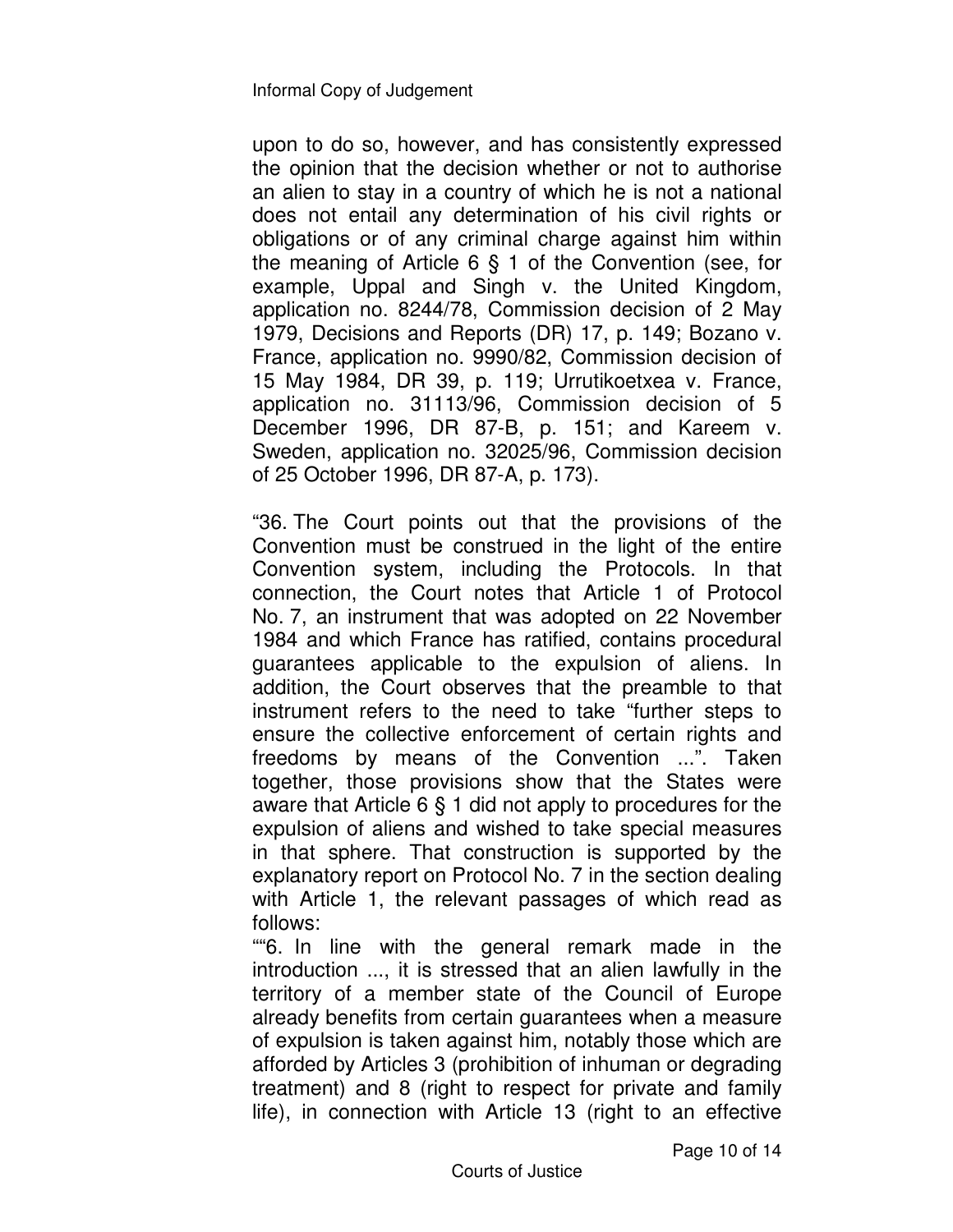upon to do so, however, and has consistently expressed the opinion that the decision whether or not to authorise an alien to stay in a country of which he is not a national does not entail any determination of his civil rights or obligations or of any criminal charge against him within the meaning of Article 6 § 1 of the Convention (see, for example, Uppal and Singh v. the United Kingdom, application no. 8244/78, Commission decision of 2 May 1979, Decisions and Reports (DR) 17, p. 149; Bozano v. France, application no. 9990/82, Commission decision of 15 May 1984, DR 39, p. 119; Urrutikoetxea v. France, application no. 31113/96, Commission decision of 5 December 1996, DR 87-B, p. 151; and Kareem v. Sweden, application no. 32025/96, Commission decision of 25 October 1996, DR 87-A, p. 173).

"36. The Court points out that the provisions of the Convention must be construed in the light of the entire Convention system, including the Protocols. In that connection, the Court notes that Article 1 of Protocol No. 7, an instrument that was adopted on 22 November 1984 and which France has ratified, contains procedural guarantees applicable to the expulsion of aliens. In addition, the Court observes that the preamble to that instrument refers to the need to take "further steps to ensure the collective enforcement of certain rights and freedoms by means of the Convention ...". Taken together, those provisions show that the States were aware that Article 6 § 1 did not apply to procedures for the expulsion of aliens and wished to take special measures in that sphere. That construction is supported by the explanatory report on Protocol No. 7 in the section dealing with Article 1, the relevant passages of which read as follows:

""6. In line with the general remark made in the introduction ..., it is stressed that an alien lawfully in the territory of a member state of the Council of Europe already benefits from certain guarantees when a measure of expulsion is taken against him, notably those which are afforded by Articles 3 (prohibition of inhuman or degrading treatment) and 8 (right to respect for private and family life), in connection with Article 13 (right to an effective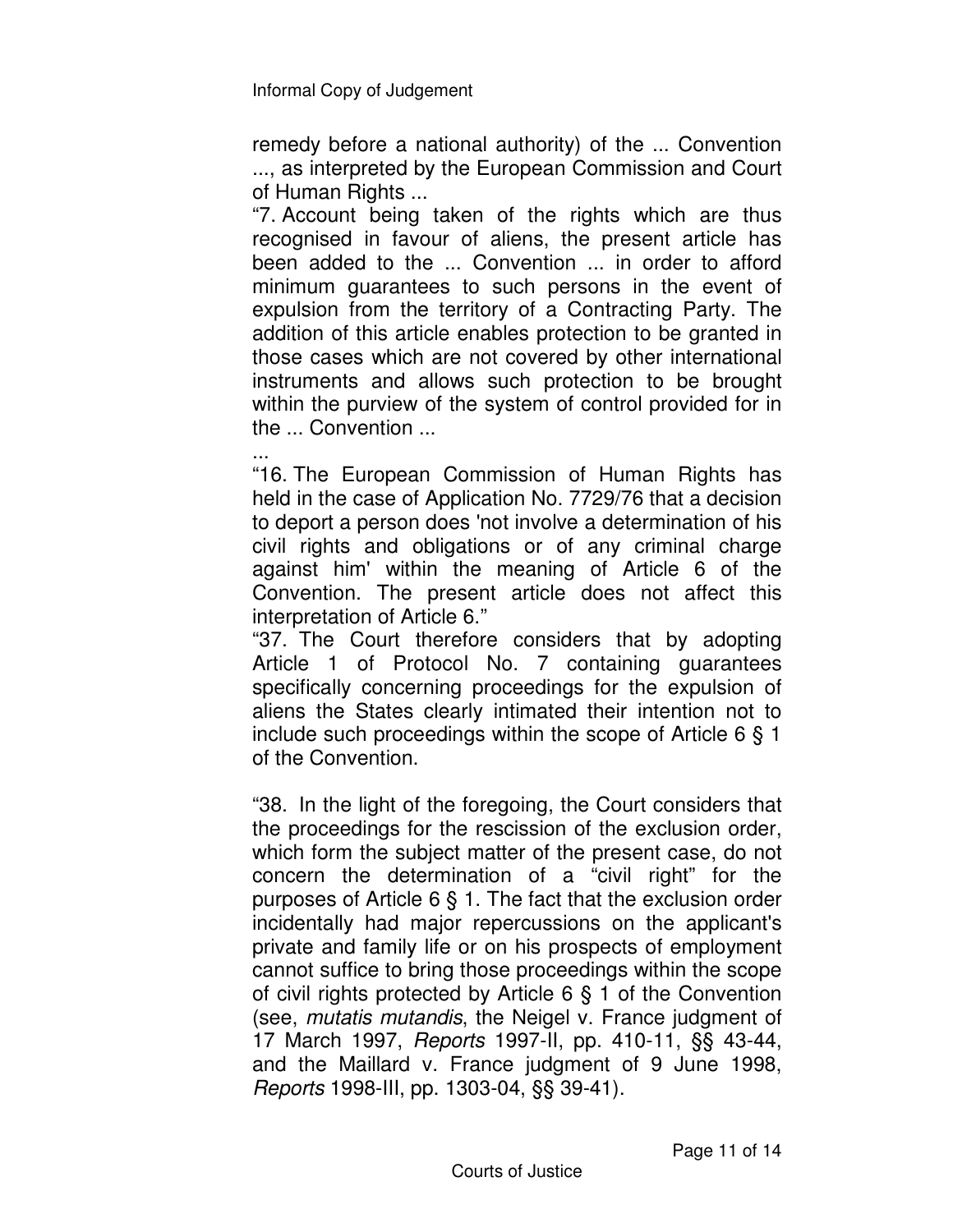remedy before a national authority) of the ... Convention ..., as interpreted by the European Commission and Court of Human Rights ...

"7. Account being taken of the rights which are thus recognised in favour of aliens, the present article has been added to the ... Convention ... in order to afford minimum guarantees to such persons in the event of expulsion from the territory of a Contracting Party. The addition of this article enables protection to be granted in those cases which are not covered by other international instruments and allows such protection to be brought within the purview of the system of control provided for in the ... Convention ...

...

"16. The European Commission of Human Rights has held in the case of Application No. 7729/76 that a decision to deport a person does 'not involve a determination of his civil rights and obligations or of any criminal charge against him' within the meaning of Article 6 of the Convention. The present article does not affect this interpretation of Article 6."

"37. The Court therefore considers that by adopting Article 1 of Protocol No. 7 containing guarantees specifically concerning proceedings for the expulsion of aliens the States clearly intimated their intention not to include such proceedings within the scope of Article 6 § 1 of the Convention.

"38. In the light of the foregoing, the Court considers that the proceedings for the rescission of the exclusion order, which form the subject matter of the present case, do not concern the determination of a "civil right" for the purposes of Article 6 § 1. The fact that the exclusion order incidentally had major repercussions on the applicant's private and family life or on his prospects of employment cannot suffice to bring those proceedings within the scope of civil rights protected by Article 6 § 1 of the Convention (see, *mutatis mutandis*, the Neigel v. France judgment of 17 March 1997, *Reports* 1997-II, pp. 410-11, §§ 43-44, and the Maillard v. France judgment of 9 June 1998, *Reports* 1998-III, pp. 1303-04, §§ 39-41).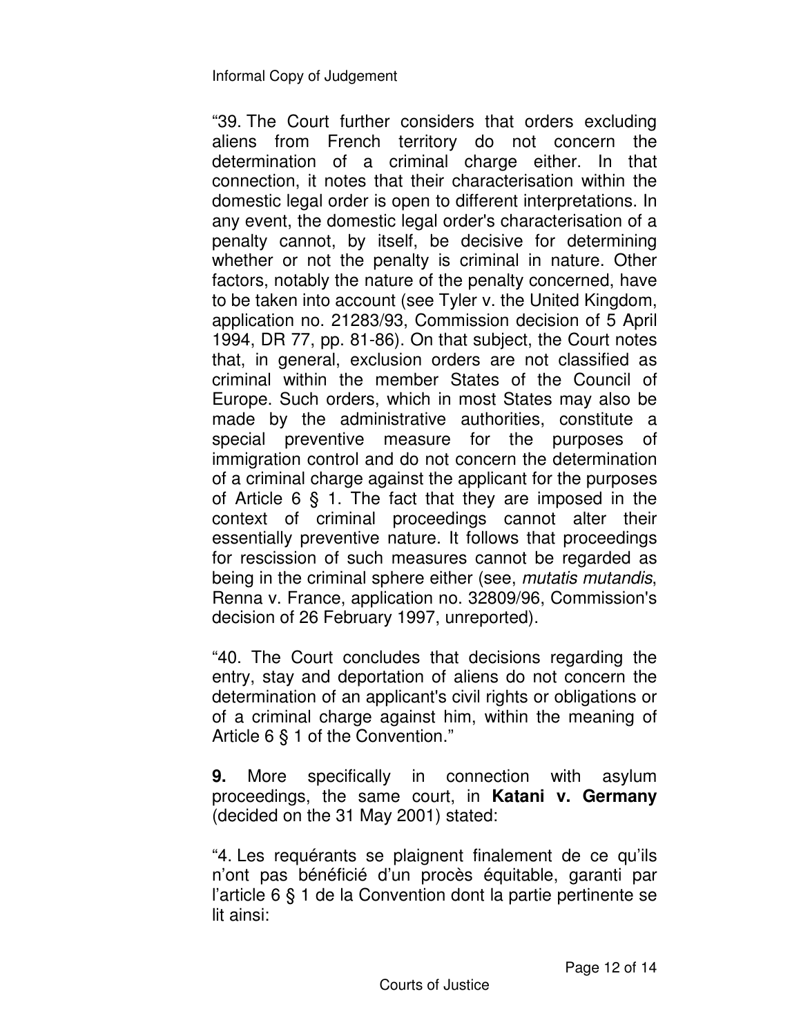"39. The Court further considers that orders excluding aliens from French territory do not concern the determination of a criminal charge either. In that connection, it notes that their characterisation within the domestic legal order is open to different interpretations. In any event, the domestic legal order's characterisation of a penalty cannot, by itself, be decisive for determining whether or not the penalty is criminal in nature. Other factors, notably the nature of the penalty concerned, have to be taken into account (see Tyler v. the United Kingdom, application no. 21283/93, Commission decision of 5 April 1994, DR 77, pp. 81-86). On that subject, the Court notes that, in general, exclusion orders are not classified as criminal within the member States of the Council of Europe. Such orders, which in most States may also be made by the administrative authorities, constitute a special preventive measure for the purposes of immigration control and do not concern the determination of a criminal charge against the applicant for the purposes of Article 6 § 1. The fact that they are imposed in the context of criminal proceedings cannot alter their essentially preventive nature. It follows that proceedings for rescission of such measures cannot be regarded as being in the criminal sphere either (see, *mutatis mutandis*, Renna v. France, application no. 32809/96, Commission's decision of 26 February 1997, unreported).

"40. The Court concludes that decisions regarding the entry, stay and deportation of aliens do not concern the determination of an applicant's civil rights or obligations or of a criminal charge against him, within the meaning of Article 6 § 1 of the Convention."

**9.** More specifically in connection with asylum proceedings, the same court, in **Katani v. Germany** (decided on the 31 May 2001) stated:

"4. Les requérants se plaignent finalement de ce qu'ils n'ont pas bénéficié d'un procès équitable, garanti par l'article 6 § 1 de la Convention dont la partie pertinente se lit ainsi: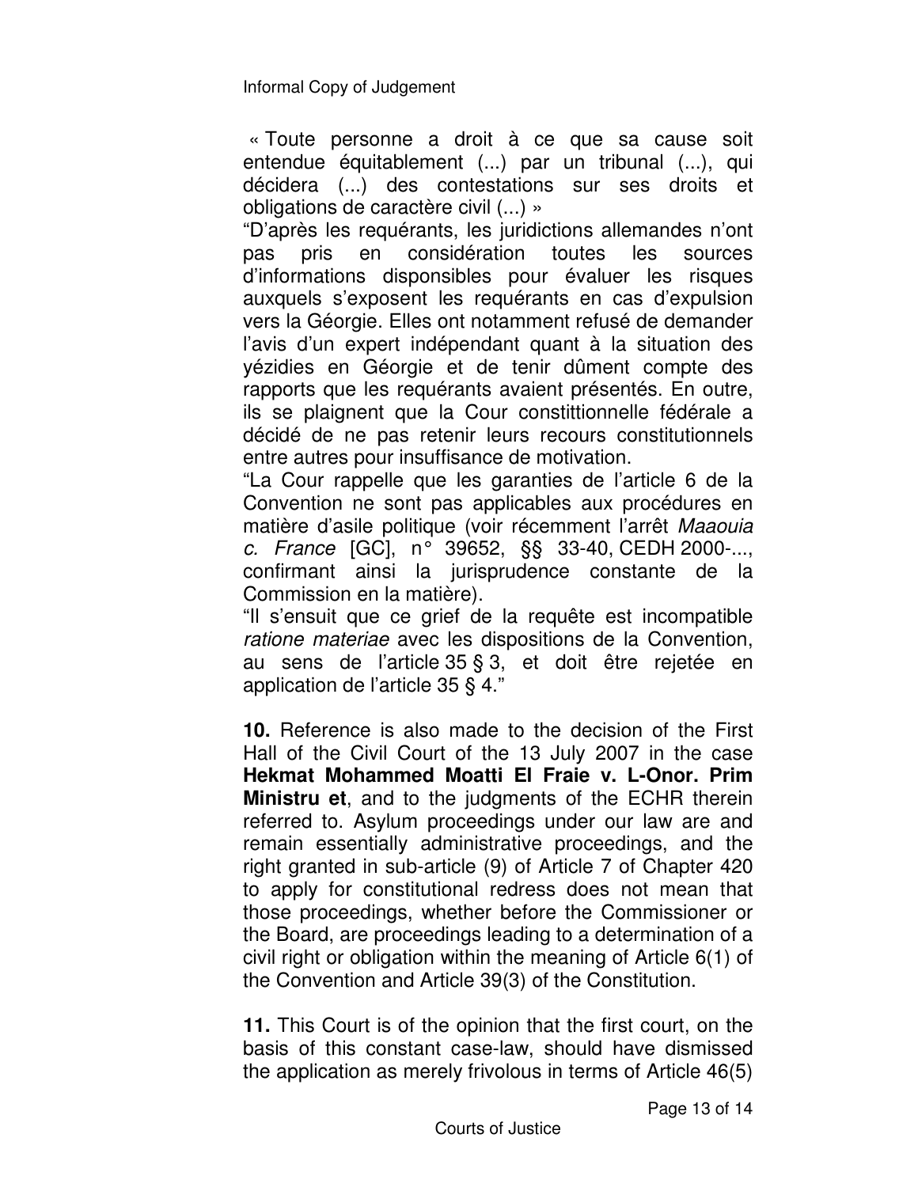« Toute personne a droit à ce que sa cause soit entendue équitablement (...) par un tribunal (...), qui décidera (...) des contestations sur ses droits et obligations de caractère civil (...) »

"D'après les requérants, les juridictions allemandes n'ont pas pris en considération toutes les sources d'informations disponibles pour évaluer les risques auxquels s'exposent les requérants en cas d'expulsion vers la Géorgie. Elles ont notamment refusé de demander l'avis d'un expert indépendant quant à la situation des yézidies en Géorgie et de tenir dûment compte des rapports que les requérants avaient présentés. En outre, ils se plaignent que la Cour constittionnelle fédérale a décidé de ne pas retenir leurs recours constitutionnels entre autres pour insuffisance de motivation.

"La Cour rappelle que les garanties de l'article 6 de la Convention ne sont pas applicables aux procédures en matière d'asile politique (voir récemment l'arrêt *Maaouia c. France* [GC], n° 39652, §§ 33-40, CEDH 2000-..., confirmant ainsi la jurisprudence constante de la Commission en la matière).

"Il s'ensuit que ce grief de la requête est incompatible *ratione materiae* avec les dispositions de la Convention, au sens de l'article 35 § 3, et doit être rejetée en application de l'article 35 § 4."

**10.** Reference is also made to the decision of the First Hall of the Civil Court of the 13 July 2007 in the case **Hekmat Mohammed Moatti El Fraie v. L-Onor. Prim Ministru et**, and to the judgments of the ECHR therein referred to. Asylum proceedings under our law are and remain essentially administrative proceedings, and the right granted in sub-article (9) of Article 7 of Chapter 420 to apply for constitutional redress does not mean that those proceedings, whether before the Commissioner or the Board, are proceedings leading to a determination of a civil right or obligation within the meaning of Article 6(1) of the Convention and Article 39(3) of the Constitution.

**11.** This Court is of the opinion that the first court, on the basis of this constant case-law, should have dismissed the application as merely frivolous in terms of Article 46(5)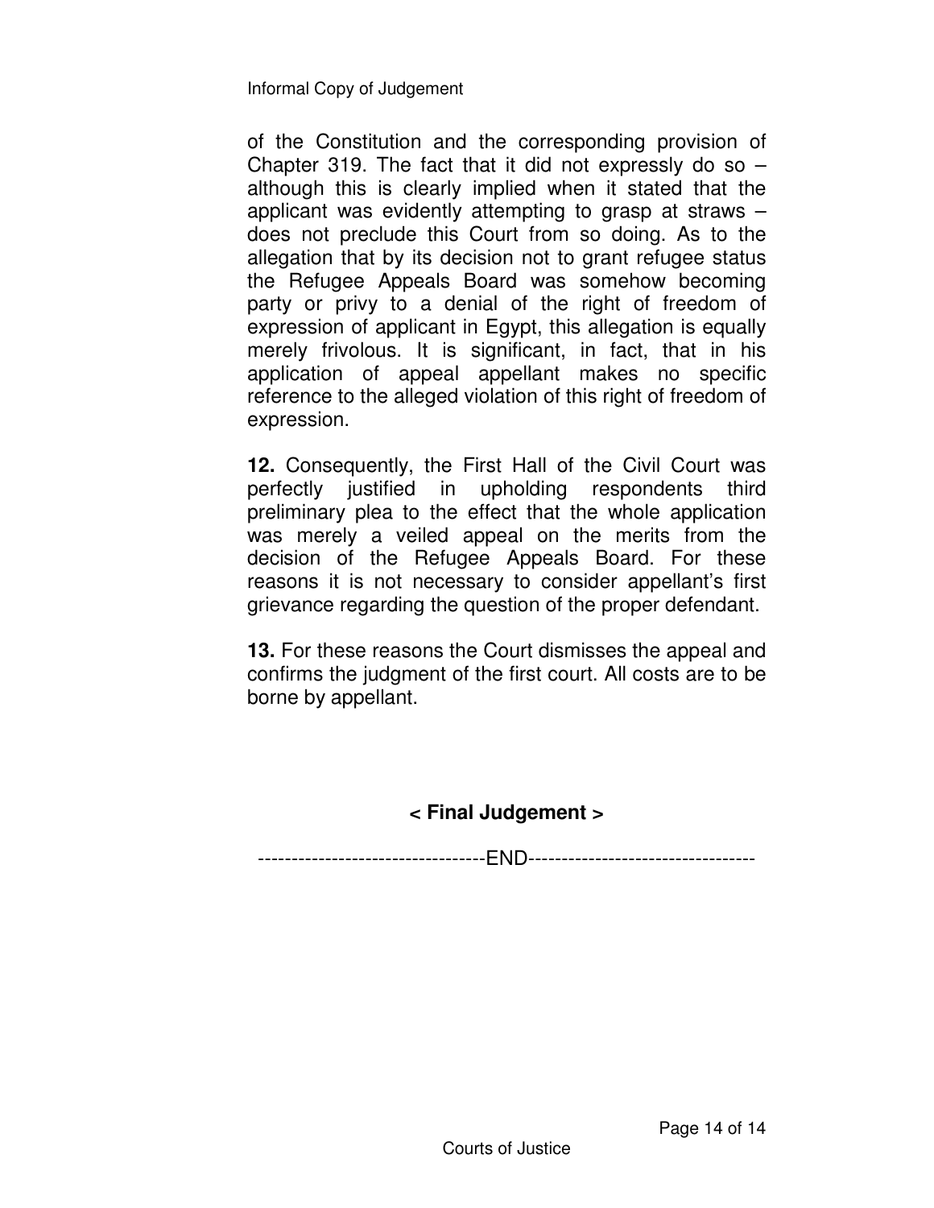of the Constitution and the corresponding provision of Chapter 319. The fact that it did not expressly do so – although this is clearly implied when it stated that the applicant was evidently attempting to grasp at straws – does not preclude this Court from so doing. As to the allegation that by its decision not to grant refugee status the Refugee Appeals Board was somehow becoming party or privy to a denial of the right of freedom of expression of applicant in Egypt, this allegation is equally merely frivolous. It is significant, in fact, that in his application of appeal appellant makes no specific reference to the alleged violation of this right of freedom of expression.

**12.** Consequently, the First Hall of the Civil Court was perfectly justified in upholding respondents third preliminary plea to the effect that the whole application was merely a veiled appeal on the merits from the decision of the Refugee Appeals Board. For these reasons it is not necessary to consider appellant's first grievance regarding the question of the proper defendant.

**13.** For these reasons the Court dismisses the appeal and confirms the judgment of the first court. All costs are to be borne by appellant.

**< Final Judgement >**

----------------------------------END----------------------------------